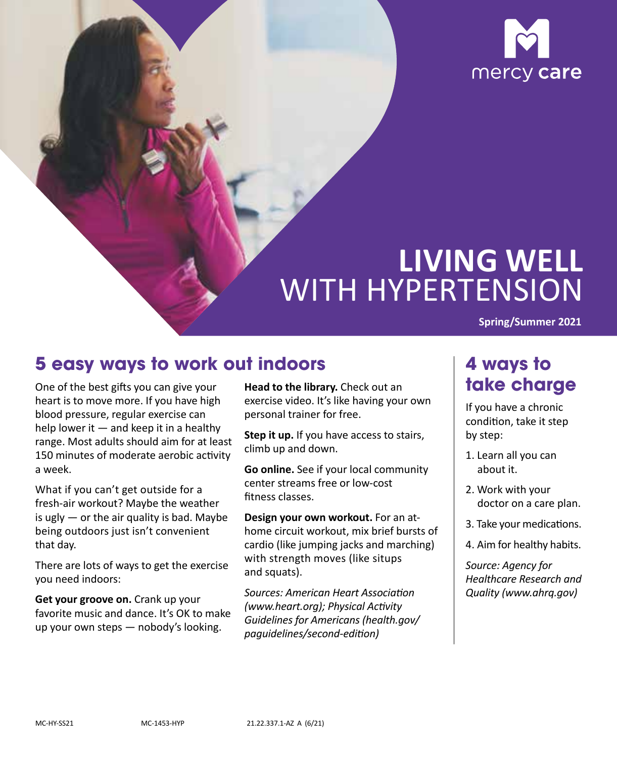mercy care

# LIVING WELL WITH HYPERTENSION

**Spring/Summer 2021**

## 5 easy ways to work out indoors

One of the best gifts you can give your heart is to move more. If you have high blood pressure, regular exercise can help lower it — and keep it in a healthy range. Most adults should aim for at least 150 minutes of moderate aerobic activity a week.

What if you can't get outside for a fresh-air workout? Maybe the weather is ugly — or the air quality is bad. Maybe being outdoors just isn't convenient that day.

There are lots of ways to get the exercise you need indoors:

**Get your groove on.** Crank up your favorite music and dance. It's OK to make up your own steps — nobody's looking.

**Head to the library.** Check out an exercise video. It's like having your own personal trainer for free.

**Step it up.** If you have access to stairs, climb up and down.

**Go online.** See if your local community center streams free or low-cost fitness classes.

**Design your own workout.** For an at-home circuit workout, mix brief bursts of cardio (like jumping jacks and marching) with strength moves (like situps and squats).

*Sources: American Heart Association (www.heart.org); Physical Activity Guidelines for Americans (health.gov/paguidelines/second-edition)*

## 4 ways to take charge

If you have a chronic condition, take it step by step:

1. Learn all you can about it.
2. Work with your doctor on a care plan.
3. Take your medications.
4. Aim for healthy habits.

*Source: Agency for Healthcare Research and Quality (www.ahrq.gov)*

MC-HY-SS21 MC-1453-HYP 21.22.337.1-AZ A (6/21)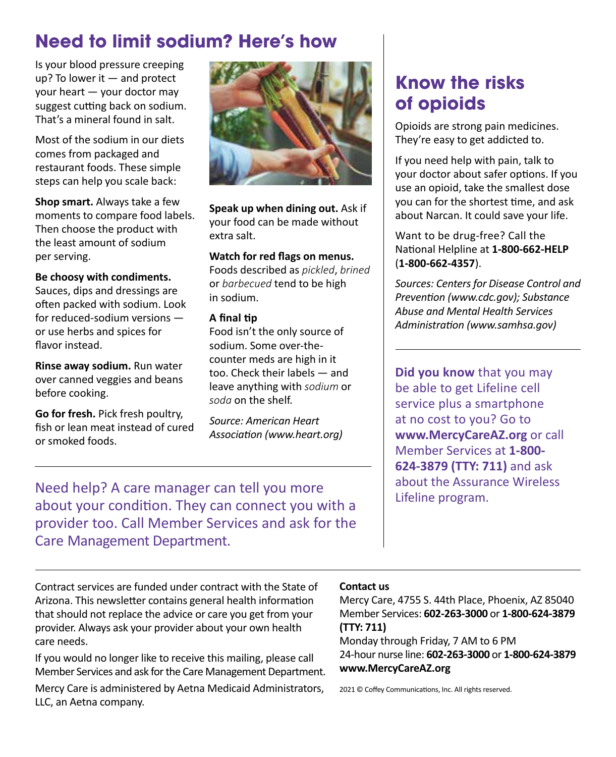# Need to limit sodium? Here's how

Is your blood pressure creeping up? To lower it — and protect your heart — your doctor may suggest cutting back on sodium. That's a mineral found in salt.

Most of the sodium in our diets comes from packaged and restaurant foods. These simple steps can help you scale back:

**Shop smart.** Always take a few moments to compare food labels. Then choose the product with the least amount of sodium per serving.

**Be choosy with condiments.** Sauces, dips and dressings are often packed with sodium. Look for reduced-sodium versions — or use herbs and spices for flavor instead.

**Rinse away sodium.** Run water over canned veggies and beans before cooking.

**Go for fresh.** Pick fresh poultry, fish or lean meat instead of cured or smoked foods.

**Speak up when dining out.** Ask if your food can be made without extra salt.

**Watch for red flags on menus.** Foods described as *pickled*, *brined* or *barbecued* tend to be high in sodium.

**A final tip**
Food isn't the only source of sodium. Some over-the-counter meds are high in it too. Check their labels — and leave anything with *sodium* or *soda* on the shelf.

*Source: American Heart Association (www.heart.org)*

Need help? A care manager can tell you more about your condition. They can connect you with a provider too. Call Member Services and ask for the Care Management Department.

# Know the risks of opioids

Opioids are strong pain medicines. They're easy to get addicted to.

If you need help with pain, talk to your doctor about safer options. If you use an opioid, take the smallest dose you can for the shortest time, and ask about Narcan. It could save your life.

Want to be drug-free? Call the National Helpline at **1-800-662-HELP** (**1-800-662-4357**).

*Sources: Centers for Disease Control and Prevention (www.cdc.gov); Substance Abuse and Mental Health Services Administration (www.samhsa.gov)*

**Did you know** that you may be able to get Lifeline cell service plus a smartphone at no cost to you? Go to **www.MercyCareAZ.org** or call Member Services at **1-800-624-3879 (TTY: 711)** and ask about the Assurance Wireless Lifeline program.

Contract services are funded under contract with the State of Arizona. This newsletter contains general health information that should not replace the advice or care you get from your provider. Always ask your provider about your own health care needs.

If you would no longer like to receive this mailing, please call Member Services and ask for the Care Management Department.

Mercy Care is administered by Aetna Medicaid Administrators, LLC, an Aetna company.

**Contact us**
Mercy Care, 4755 S. 44th Place, Phoenix, AZ 85040
Member Services: **602-263-3000** or **1-800-624-3879 (TTY: 711)**
Monday through Friday, 7 AM to 6 PM
24-hour nurse line: **602-263-3000** or **1-800-624-3879**
**www.MercyCareAZ.org**

2021 © Coffey Communications, Inc. All rights reserved.